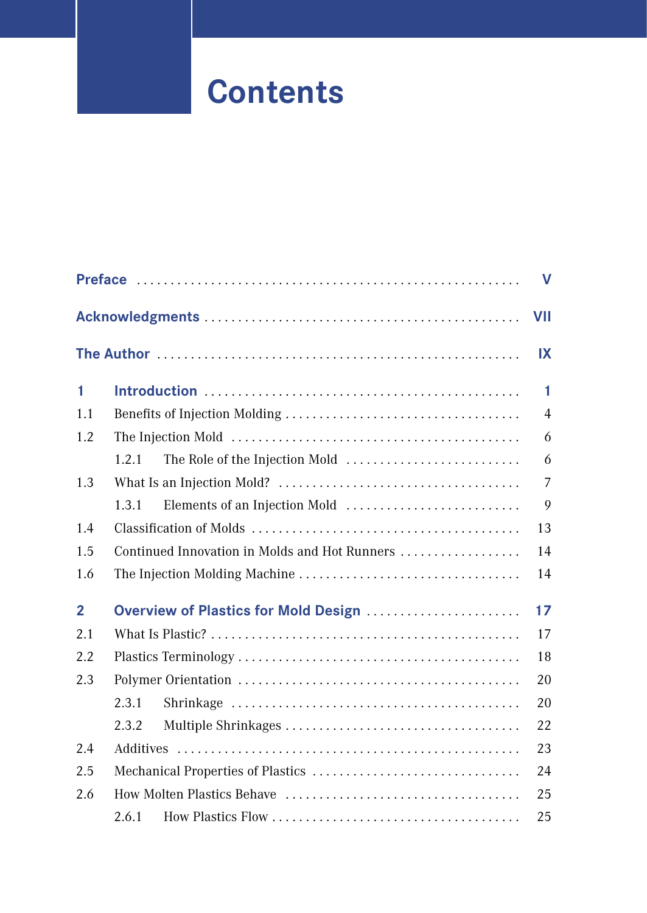# Contents

**Preface** ........................................................ **V**

**Acknowledgments** ........................................................ **VII**

**The Author** ........................................................ **IX**

**1 Introduction** ........................................................ **1**

1.1 Benefits of Injection Molding ........................................................ 4

1.2 The Injection Mold ........................................................ 6

1.2.1 The Role of the Injection Mold ........................................................ 6

1.3 What Is an Injection Mold? ........................................................ 7

1.3.1 Elements of an Injection Mold ........................................................ 9

1.4 Classification of Molds ........................................................ 13

1.5 Continued Innovation in Molds and Hot Runners ........................................................ 14

1.6 The Injection Molding Machine ........................................................ 14

**2 Overview of Plastics for Mold Design** ........................................................ **17**

2.1 What Is Plastic? ........................................................ 17

2.2 Plastics Terminology ........................................................ 18

2.3 Polymer Orientation ........................................................ 20

2.3.1 Shrinkage ........................................................ 20

2.3.2 Multiple Shrinkages ........................................................ 22

2.4 Additives ........................................................ 23

2.5 Mechanical Properties of Plastics ........................................................ 24

2.6 How Molten Plastics Behave ........................................................ 25

2.6.1 How Plastics Flow ........................................................ 25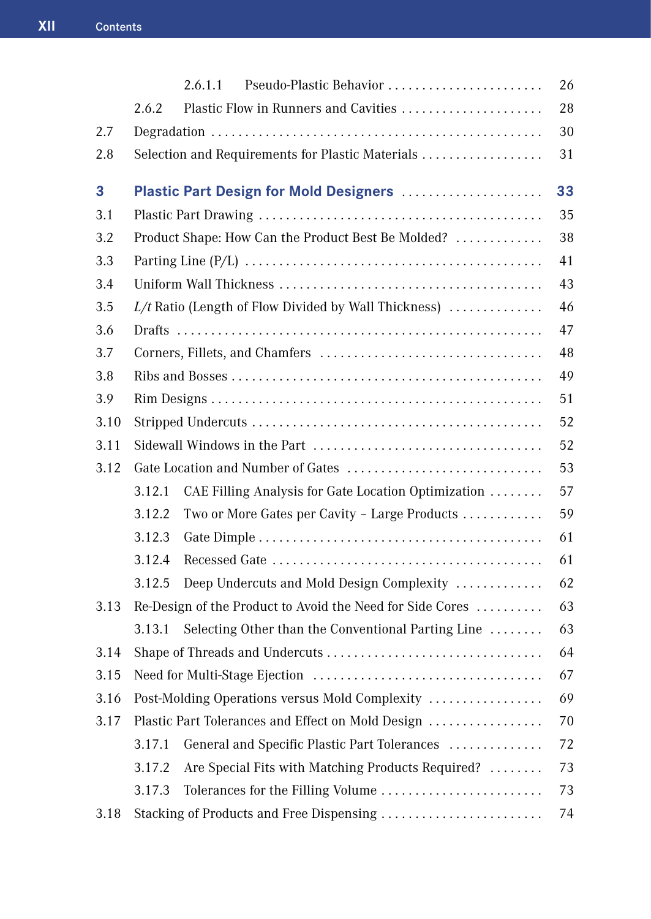2.6.1.1 Pseudo-Plastic Behavior ... 26

2.6.2 Plastic Flow in Runners and Cavities ... 28

2.7 Degradation ... 30

2.8 Selection and Requirements for Plastic Materials ... 31

**3 Plastic Part Design for Mold Designers ... 33**

3.1 Plastic Part Drawing ... 35

3.2 Product Shape: How Can the Product Best Be Molded? ... 38

3.3 Parting Line (P/L) ... 41

3.4 Uniform Wall Thickness ... 43

3.5 *L/t* Ratio (Length of Flow Divided by Wall Thickness) ... 46

3.6 Drafts ... 47

3.7 Corners, Fillets, and Chamfers ... 48

3.8 Ribs and Bosses ... 49

3.9 Rim Designs ... 51

3.10 Stripped Undercuts ... 52

3.11 Sidewall Windows in the Part ... 52

3.12 Gate Location and Number of Gates ... 53

3.12.1 CAE Filling Analysis for Gate Location Optimization ... 57

3.12.2 Two or More Gates per Cavity – Large Products ... 59

3.12.3 Gate Dimple ... 61

3.12.4 Recessed Gate ... 61

3.12.5 Deep Undercuts and Mold Design Complexity ... 62

3.13 Re-Design of the Product to Avoid the Need for Side Cores ... 63

3.13.1 Selecting Other than the Conventional Parting Line ... 63

3.14 Shape of Threads and Undercuts ... 64

3.15 Need for Multi-Stage Ejection ... 67

3.16 Post-Molding Operations versus Mold Complexity ... 69

3.17 Plastic Part Tolerances and Effect on Mold Design ... 70

3.17.1 General and Specific Plastic Part Tolerances ... 72

3.17.2 Are Special Fits with Matching Products Required? ... 73

3.17.3 Tolerances for the Filling Volume ... 73

3.18 Stacking of Products and Free Dispensing ... 74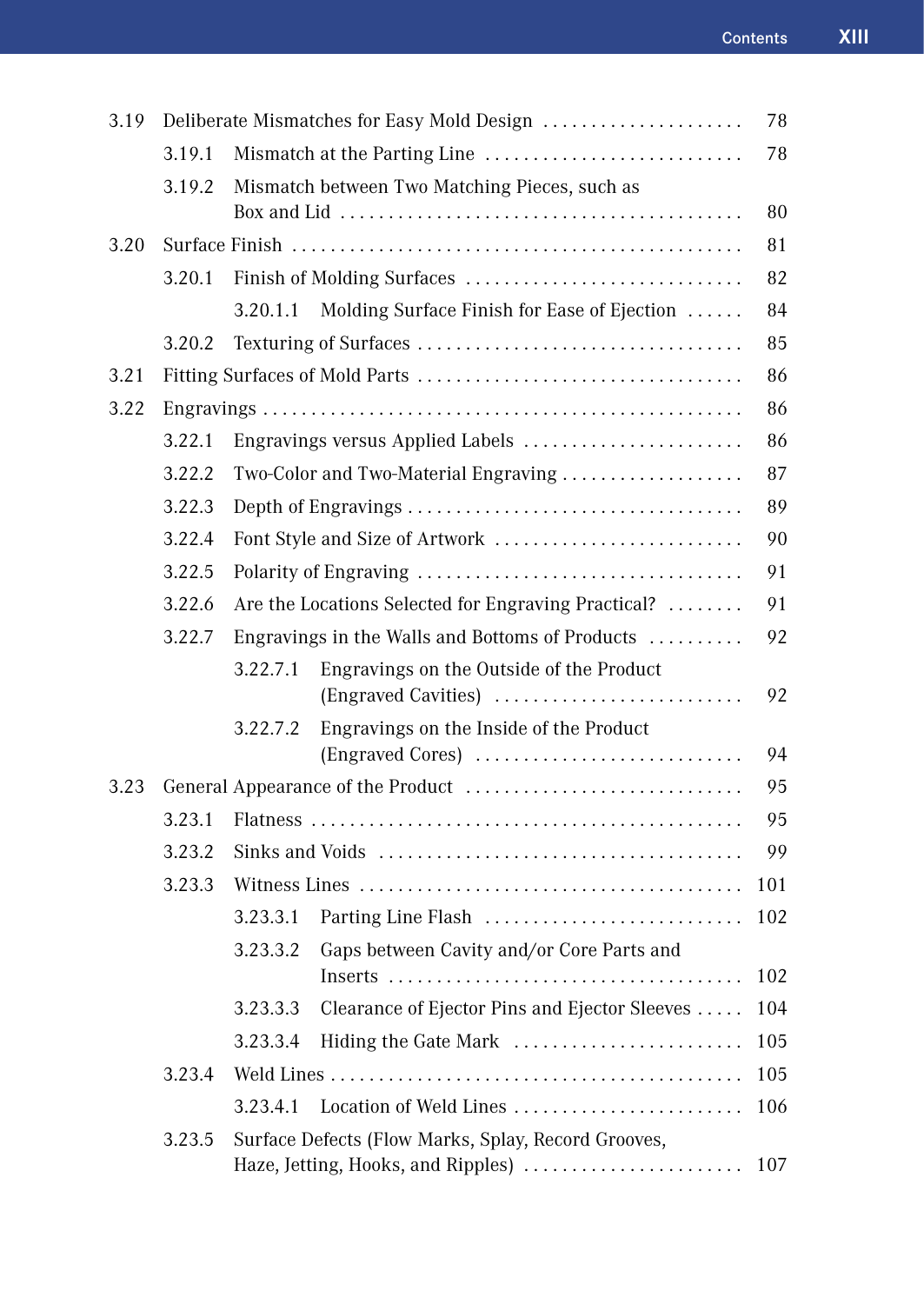| | | | |
|---|---|---|---|
| 3.19 | Deliberate Mismatches for Easy Mold Design | | 78 |
| | 3.19.1 | Mismatch at the Parting Line | 78 |
| | 3.19.2 | Mismatch between Two Matching Pieces, such as Box and Lid | 80 |
| 3.20 | Surface Finish | | 81 |
| | 3.20.1 | Finish of Molding Surfaces | 82 |
| | | 3.20.1.1 Molding Surface Finish for Ease of Ejection | 84 |
| | 3.20.2 | Texturing of Surfaces | 85 |
| 3.21 | Fitting Surfaces of Mold Parts | | 86 |
| 3.22 | Engravings | | 86 |
| | 3.22.1 | Engravings versus Applied Labels | 86 |
| | 3.22.2 | Two-Color and Two-Material Engraving | 87 |
| | 3.22.3 | Depth of Engravings | 89 |
| | 3.22.4 | Font Style and Size of Artwork | 90 |
| | 3.22.5 | Polarity of Engraving | 91 |
| | 3.22.6 | Are the Locations Selected for Engraving Practical? | 91 |
| | 3.22.7 | Engravings in the Walls and Bottoms of Products | 92 |
| | | 3.22.7.1 Engravings on the Outside of the Product (Engraved Cavities) | 92 |
| | | 3.22.7.2 Engravings on the Inside of the Product (Engraved Cores) | 94 |
| 3.23 | General Appearance of the Product | | 95 |
| | 3.23.1 | Flatness | 95 |
| | 3.23.2 | Sinks and Voids | 99 |
| | 3.23.3 | Witness Lines | 101 |
| | | 3.23.3.1 Parting Line Flash | 102 |
| | | 3.23.3.2 Gaps between Cavity and/or Core Parts and Inserts | 102 |
| | | 3.23.3.3 Clearance of Ejector Pins and Ejector Sleeves | 104 |
| | | 3.23.3.4 Hiding the Gate Mark | 105 |
| | 3.23.4 | Weld Lines | 105 |
| | | 3.23.4.1 Location of Weld Lines | 106 |
| | 3.23.5 | Surface Defects (Flow Marks, Splay, Record Grooves, Haze, Jetting, Hooks, and Ripples) | 107 |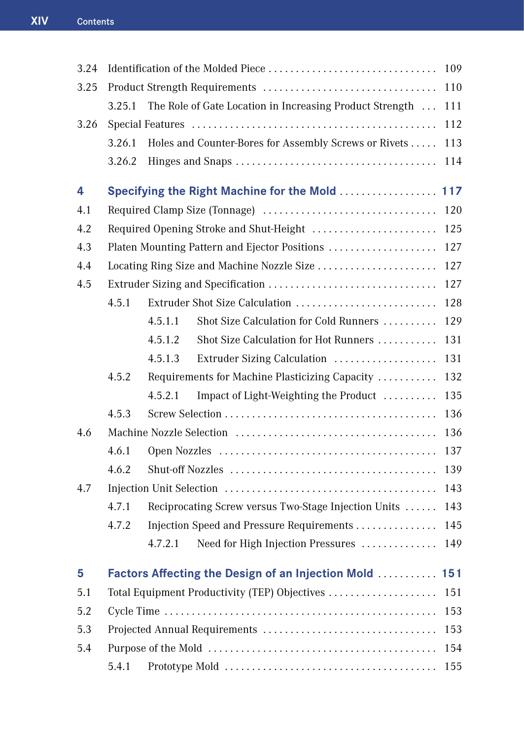3.24 Identification of the Molded Piece . . . . . . . . . . 109

3.25 Product Strength Requirements . . . . . . . . . . 110

  3.25.1 The Role of Gate Location in Increasing Product Strength . . . 111

3.26 Special Features . . . . . . . . . . 112

  3.26.1 Holes and Counter-Bores for Assembly Screws or Rivets . . . . . 113

  3.26.2 Hinges and Snaps . . . . . . . . . . 114

**4 Specifying the Right Machine for the Mold . . . . . . . . . . 117**

4.1 Required Clamp Size (Tonnage) . . . . . . . . . . 120

4.2 Required Opening Stroke and Shut-Height . . . . . . . . . . 125

4.3 Platen Mounting Pattern and Ejector Positions . . . . . . . . . . 127

4.4 Locating Ring Size and Machine Nozzle Size . . . . . . . . . . 127

4.5 Extruder Sizing and Specification . . . . . . . . . . 127

  4.5.1 Extruder Shot Size Calculation . . . . . . . . . . 128

    4.5.1.1 Shot Size Calculation for Cold Runners . . . . . . . . . . 129

    4.5.1.2 Shot Size Calculation for Hot Runners . . . . . . . . . . 131

    4.5.1.3 Extruder Sizing Calculation . . . . . . . . . . 131

  4.5.2 Requirements for Machine Plasticizing Capacity . . . . . . . . . . 132

    4.5.2.1 Impact of Light-Weighting the Product . . . . . . . . . . 135

  4.5.3 Screw Selection . . . . . . . . . . 136

4.6 Machine Nozzle Selection . . . . . . . . . . 136

  4.6.1 Open Nozzles . . . . . . . . . . 137

  4.6.2 Shut-off Nozzles . . . . . . . . . . 139

4.7 Injection Unit Selection . . . . . . . . . . 143

  4.7.1 Reciprocating Screw versus Two-Stage Injection Units . . . . . . 143

  4.7.2 Injection Speed and Pressure Requirements . . . . . . . . . . 145

    4.7.2.1 Need for High Injection Pressures . . . . . . . . . . 149

**5 Factors Affecting the Design of an Injection Mold . . . . . . . . . . 151**

5.1 Total Equipment Productivity (TEP) Objectives . . . . . . . . . . 151

5.2 Cycle Time . . . . . . . . . . 153

5.3 Projected Annual Requirements . . . . . . . . . . 153

5.4 Purpose of the Mold . . . . . . . . . . 154

  5.4.1 Prototype Mold . . . . . . . . . . 155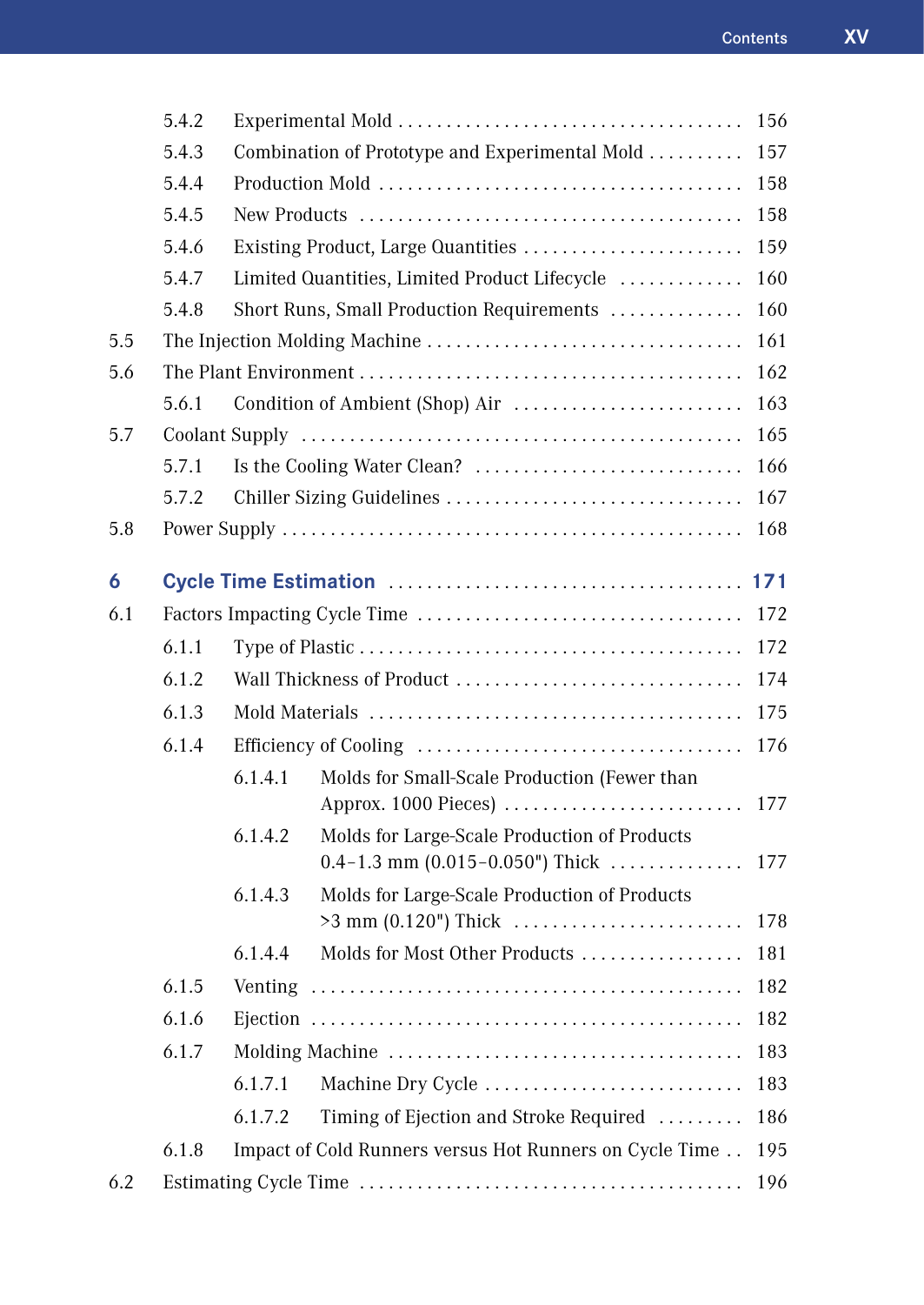5.4.2 Experimental Mold . . . . . . . . . . . . . . . . . . . . . . . . . . . . . . . . . . . 156
5.4.3 Combination of Prototype and Experimental Mold . . . . . . . . . . 157
5.4.4 Production Mold . . . . . . . . . . . . . . . . . . . . . . . . . . . . . . . . . . . . . 158
5.4.5 New Products . . . . . . . . . . . . . . . . . . . . . . . . . . . . . . . . . . . . . . . 158
5.4.6 Existing Product, Large Quantities . . . . . . . . . . . . . . . . . . . . . . . 159
5.4.7 Limited Quantities, Limited Product Lifecycle . . . . . . . . . . . . . 160
5.4.8 Short Runs, Small Production Requirements . . . . . . . . . . . . . . 160

5.5 The Injection Molding Machine . . . . . . . . . . . . . . . . . . . . . . . . . . . . . . . . 161

5.6 The Plant Environment . . . . . . . . . . . . . . . . . . . . . . . . . . . . . . . . . . . . . . 162

5.6.1 Condition of Ambient (Shop) Air . . . . . . . . . . . . . . . . . . . . . . . . 163

5.7 Coolant Supply . . . . . . . . . . . . . . . . . . . . . . . . . . . . . . . . . . . . . . . . . . . . 165

5.7.1 Is the Cooling Water Clean? . . . . . . . . . . . . . . . . . . . . . . . . . . . . 166
5.7.2 Chiller Sizing Guidelines . . . . . . . . . . . . . . . . . . . . . . . . . . . . . . . 167

5.8 Power Supply . . . . . . . . . . . . . . . . . . . . . . . . . . . . . . . . . . . . . . . . . . . . . . 168

## 6 Cycle Time Estimation . . . . . . . . . . . . . . . . . . . . . . . . . . . . . . . . . . . . 171

6.1 Factors Impacting Cycle Time . . . . . . . . . . . . . . . . . . . . . . . . . . . . . . . . 172

6.1.1 Type of Plastic . . . . . . . . . . . . . . . . . . . . . . . . . . . . . . . . . . . . . . . 172
6.1.2 Wall Thickness of Product . . . . . . . . . . . . . . . . . . . . . . . . . . . . . 174
6.1.3 Mold Materials . . . . . . . . . . . . . . . . . . . . . . . . . . . . . . . . . . . . . . 175
6.1.4 Efficiency of Cooling . . . . . . . . . . . . . . . . . . . . . . . . . . . . . . . . . . 176

6.1.4.1 Molds for Small-Scale Production (Fewer than Approx. 1000 Pieces) . . . . . . . . . . . . . . . . . . . . . . . . . 177
6.1.4.2 Molds for Large-Scale Production of Products 0.4–1.3 mm (0.015–0.050") Thick . . . . . . . . . . . . . . 177
6.1.4.3 Molds for Large-Scale Production of Products >3 mm (0.120") Thick . . . . . . . . . . . . . . . . . . . . . . . . 178
6.1.4.4 Molds for Most Other Products . . . . . . . . . . . . . . . . . 181

6.1.5 Venting . . . . . . . . . . . . . . . . . . . . . . . . . . . . . . . . . . . . . . . . . . . . 182
6.1.6 Ejection . . . . . . . . . . . . . . . . . . . . . . . . . . . . . . . . . . . . . . . . . . . . 182
6.1.7 Molding Machine . . . . . . . . . . . . . . . . . . . . . . . . . . . . . . . . . . . . 183

6.1.7.1 Machine Dry Cycle . . . . . . . . . . . . . . . . . . . . . . . . . . . 183
6.1.7.2 Timing of Ejection and Stroke Required . . . . . . . . . 186

6.1.8 Impact of Cold Runners versus Hot Runners on Cycle Time . . 195

6.2 Estimating Cycle Time . . . . . . . . . . . . . . . . . . . . . . . . . . . . . . . . . . . . . . . 196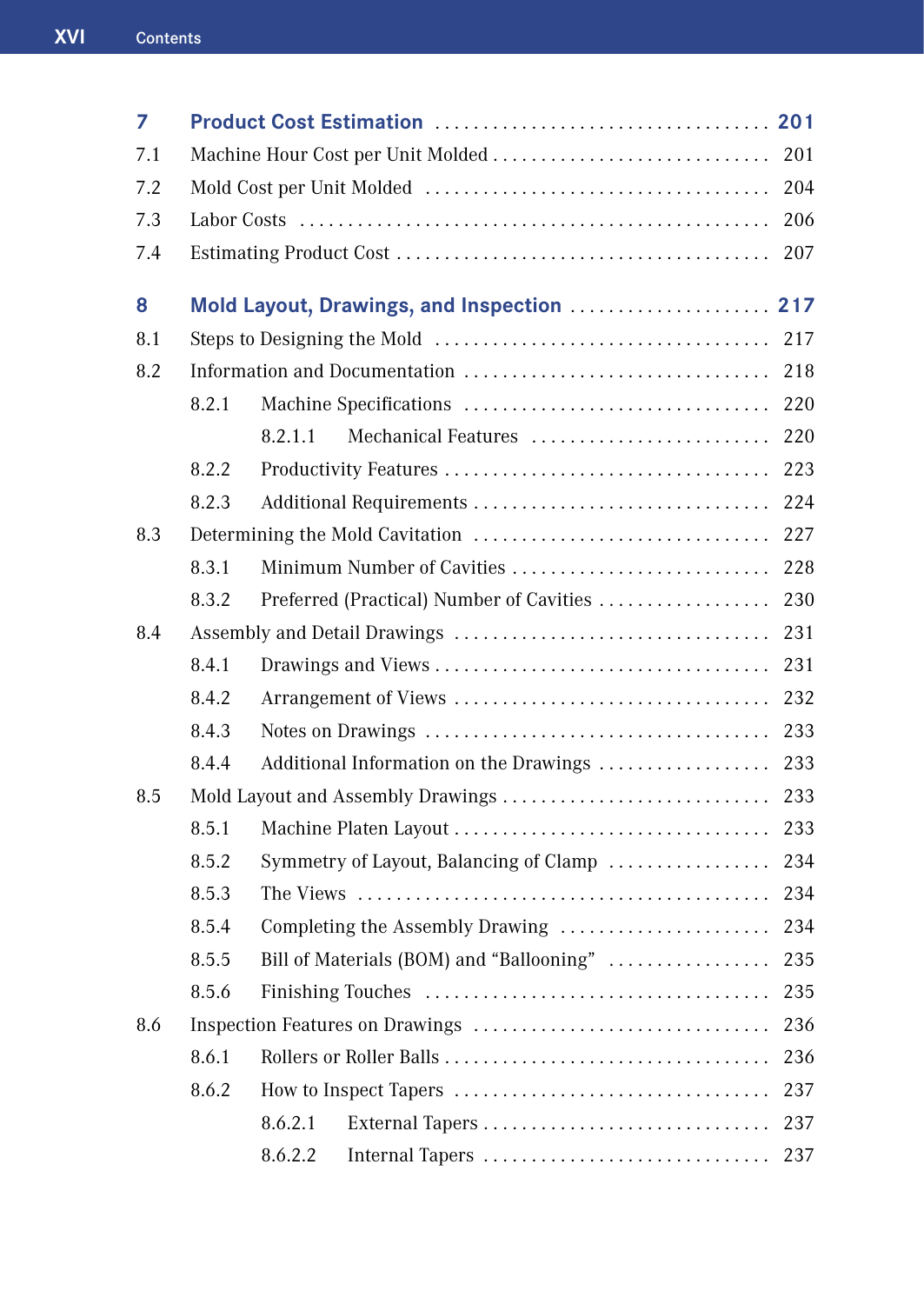**7 Product Cost Estimation** ..... **201**

7.1 Machine Hour Cost per Unit Molded ..... 201

7.2 Mold Cost per Unit Molded ..... 204

7.3 Labor Costs ..... 206

7.4 Estimating Product Cost ..... 207

**8 Mold Layout, Drawings, and Inspection** ..... **217**

8.1 Steps to Designing the Mold ..... 217

8.2 Information and Documentation ..... 218

- 8.2.1 Machine Specifications ..... 220
  - 8.2.1.1 Mechanical Features ..... 220
- 8.2.2 Productivity Features ..... 223
- 8.2.3 Additional Requirements ..... 224

8.3 Determining the Mold Cavitation ..... 227

- 8.3.1 Minimum Number of Cavities ..... 228
- 8.3.2 Preferred (Practical) Number of Cavities ..... 230

8.4 Assembly and Detail Drawings ..... 231

- 8.4.1 Drawings and Views ..... 231
- 8.4.2 Arrangement of Views ..... 232
- 8.4.3 Notes on Drawings ..... 233
- 8.4.4 Additional Information on the Drawings ..... 233

8.5 Mold Layout and Assembly Drawings ..... 233

- 8.5.1 Machine Platen Layout ..... 233
- 8.5.2 Symmetry of Layout, Balancing of Clamp ..... 234
- 8.5.3 The Views ..... 234
- 8.5.4 Completing the Assembly Drawing ..... 234
- 8.5.5 Bill of Materials (BOM) and "Ballooning" ..... 235
- 8.5.6 Finishing Touches ..... 235

8.6 Inspection Features on Drawings ..... 236

- 8.6.1 Rollers or Roller Balls ..... 236
- 8.6.2 How to Inspect Tapers ..... 237
  - 8.6.2.1 External Tapers ..... 237
  - 8.6.2.2 Internal Tapers ..... 237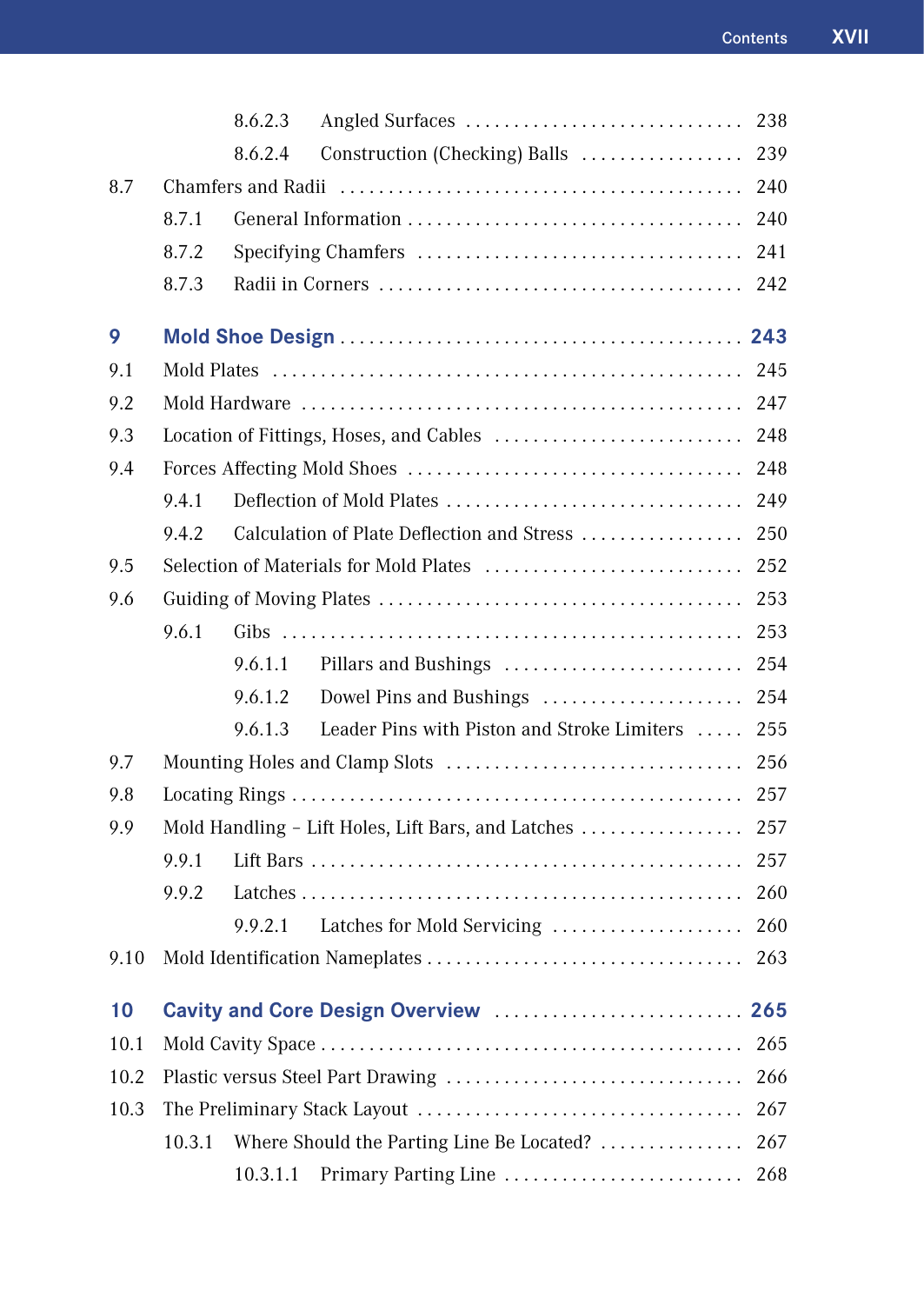8.6.2.3 Angled Surfaces ............................ 238

8.6.2.4 Construction (Checking) Balls ................ 239

8.7 Chamfers and Radii ........................................ 240

8.7.1 General Information ................................ 240

8.7.2 Specifying Chamfers ................................ 241

8.7.3 Radii in Corners .................................... 242

**9 Mold Shoe Design ........................................ 243**

9.1 Mold Plates ................................................ 245

9.2 Mold Hardware ............................................ 247

9.3 Location of Fittings, Hoses, and Cables .......................... 248

9.4 Forces Affecting Mold Shoes ................................ 248

9.4.1 Deflection of Mold Plates .............................. 249

9.4.2 Calculation of Plate Deflection and Stress ................ 250

9.5 Selection of Materials for Mold Plates .......................... 252

9.6 Guiding of Moving Plates .................................... 253

9.6.1 Gibs ................................................ 253

9.6.1.1 Pillars and Bushings ........................ 254

9.6.1.2 Dowel Pins and Bushings .................... 254

9.6.1.3 Leader Pins with Piston and Stroke Limiters ..... 255

9.7 Mounting Holes and Clamp Slots .............................. 256

9.8 Locating Rings .............................................. 257

9.9 Mold Handling – Lift Holes, Lift Bars, and Latches ................ 257

9.9.1 Lift Bars ............................................ 257

9.9.2 Latches .............................................. 260

9.9.2.1 Latches for Mold Servicing ................... 260

9.10 Mold Identification Nameplates ................................ 263

**10 Cavity and Core Design Overview ........................ 265**

10.1 Mold Cavity Space .......................................... 265

10.2 Plastic versus Steel Part Drawing .............................. 266

10.3 The Preliminary Stack Layout .................................. 267

10.3.1 Where Should the Parting Line Be Located? ............... 267

10.3.1.1 Primary Parting Line ........................ 268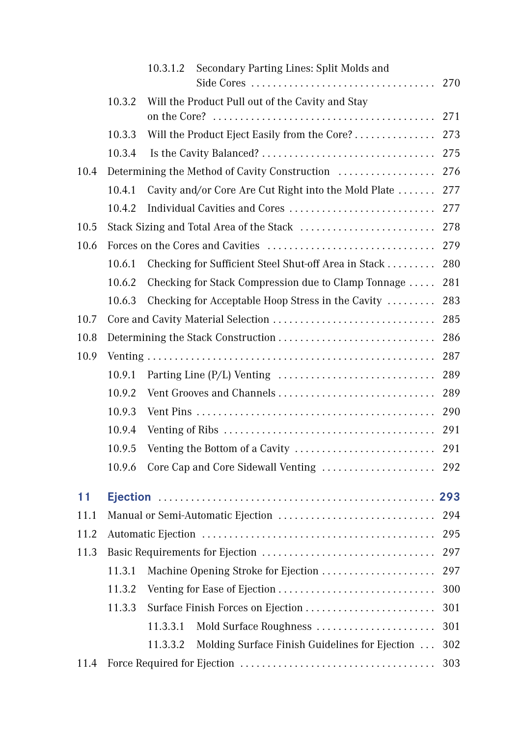10.3.1.2 Secondary Parting Lines: Split Molds and Side Cores . . . . . . . . . . . . . . . . . . . . . . . . . . . . . . . . . 270

10.3.2 Will the Product Pull out of the Cavity and Stay on the Core? . . . . . . . . . . . . . . . . . . . . . . . . . . . . . . . . . . . . . . . 271

10.3.3 Will the Product Eject Easily from the Core? . . . . . . . . . . . . . . . 273

10.3.4 Is the Cavity Balanced? . . . . . . . . . . . . . . . . . . . . . . . . . . . . . . . . 275

10.4 Determining the Method of Cavity Construction . . . . . . . . . . . . . . . . . . 276

10.4.1 Cavity and/or Core Are Cut Right into the Mold Plate . . . . . . . 277

10.4.2 Individual Cavities and Cores . . . . . . . . . . . . . . . . . . . . . . . . . . . 277

10.5 Stack Sizing and Total Area of the Stack . . . . . . . . . . . . . . . . . . . . . . . . . 278

10.6 Forces on the Cores and Cavities . . . . . . . . . . . . . . . . . . . . . . . . . . . . . . . 279

10.6.1 Checking for Sufficient Steel Shut-off Area in Stack . . . . . . . . . 280

10.6.2 Checking for Stack Compression due to Clamp Tonnage . . . . . 281

10.6.3 Checking for Acceptable Hoop Stress in the Cavity . . . . . . . . . 283

10.7 Core and Cavity Material Selection . . . . . . . . . . . . . . . . . . . . . . . . . . . . . 285

10.8 Determining the Stack Construction . . . . . . . . . . . . . . . . . . . . . . . . . . . . . 286

10.9 Venting . . . . . . . . . . . . . . . . . . . . . . . . . . . . . . . . . . . . . . . . . . . . . . . . . . . . 287

10.9.1 Parting Line (P/L) Venting . . . . . . . . . . . . . . . . . . . . . . . . . . . . . 289

10.9.2 Vent Grooves and Channels . . . . . . . . . . . . . . . . . . . . . . . . . . . . . 289

10.9.3 Vent Pins . . . . . . . . . . . . . . . . . . . . . . . . . . . . . . . . . . . . . . . . . . . . 290

10.9.4 Venting of Ribs . . . . . . . . . . . . . . . . . . . . . . . . . . . . . . . . . . . . . . 291

10.9.5 Venting the Bottom of a Cavity . . . . . . . . . . . . . . . . . . . . . . . . . . 291

10.9.6 Core Cap and Core Sidewall Venting . . . . . . . . . . . . . . . . . . . . . 292

**11 Ejection . . . . . . . . . . . . . . . . . . . . . . . . . . . . . . . . . . . . . . . . . . . . . . . . . . . 293**

11.1 Manual or Semi-Automatic Ejection . . . . . . . . . . . . . . . . . . . . . . . . . . . . . 294

11.2 Automatic Ejection . . . . . . . . . . . . . . . . . . . . . . . . . . . . . . . . . . . . . . . . . . . 295

11.3 Basic Requirements for Ejection . . . . . . . . . . . . . . . . . . . . . . . . . . . . . . . . 297

11.3.1 Machine Opening Stroke for Ejection . . . . . . . . . . . . . . . . . . . . . 297

11.3.2 Venting for Ease of Ejection . . . . . . . . . . . . . . . . . . . . . . . . . . . . . 300

11.3.3 Surface Finish Forces on Ejection . . . . . . . . . . . . . . . . . . . . . . . . 301

11.3.3.1 Mold Surface Roughness . . . . . . . . . . . . . . . . . . . . . . . 301

11.3.3.2 Molding Surface Finish Guidelines for Ejection . . . 302

11.4 Force Required for Ejection . . . . . . . . . . . . . . . . . . . . . . . . . . . . . . . . . . . . 303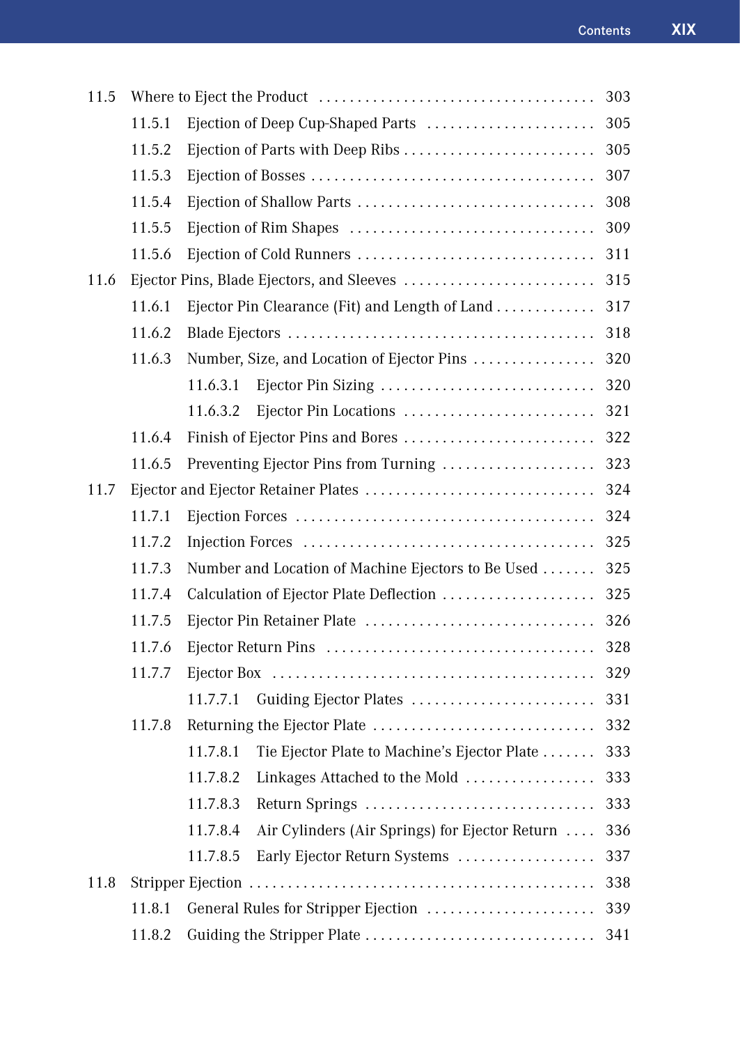11.5 Where to Eject the Product . . . . . . . . . . . . . . . . . . . . . . . . . . . . . . . . . . . 303

- 11.5.1 Ejection of Deep Cup-Shaped Parts . . . . . . . . . . . . . . . . . . . . . . 305
- 11.5.2 Ejection of Parts with Deep Ribs . . . . . . . . . . . . . . . . . . . . . . . . . 305
- 11.5.3 Ejection of Bosses . . . . . . . . . . . . . . . . . . . . . . . . . . . . . . . . . . . . 307
- 11.5.4 Ejection of Shallow Parts . . . . . . . . . . . . . . . . . . . . . . . . . . . . . . . 308
- 11.5.5 Ejection of Rim Shapes . . . . . . . . . . . . . . . . . . . . . . . . . . . . . . . . 309
- 11.5.6 Ejection of Cold Runners . . . . . . . . . . . . . . . . . . . . . . . . . . . . . . . 311

11.6 Ejector Pins, Blade Ejectors, and Sleeves . . . . . . . . . . . . . . . . . . . . . . . . . 315

- 11.6.1 Ejector Pin Clearance (Fit) and Length of Land . . . . . . . . . . . . . 317
- 11.6.2 Blade Ejectors . . . . . . . . . . . . . . . . . . . . . . . . . . . . . . . . . . . . . . . 318
- 11.6.3 Number, Size, and Location of Ejector Pins . . . . . . . . . . . . . . . . 320
  - 11.6.3.1 Ejector Pin Sizing . . . . . . . . . . . . . . . . . . . . . . . . . . . . 320
  - 11.6.3.2 Ejector Pin Locations . . . . . . . . . . . . . . . . . . . . . . . . . 321
- 11.6.4 Finish of Ejector Pins and Bores . . . . . . . . . . . . . . . . . . . . . . . . . 322
- 11.6.5 Preventing Ejector Pins from Turning . . . . . . . . . . . . . . . . . . . . 323

11.7 Ejector and Ejector Retainer Plates . . . . . . . . . . . . . . . . . . . . . . . . . . . . . . 324

- 11.7.1 Ejection Forces . . . . . . . . . . . . . . . . . . . . . . . . . . . . . . . . . . . . . . 324
- 11.7.2 Injection Forces . . . . . . . . . . . . . . . . . . . . . . . . . . . . . . . . . . . . . 325
- 11.7.3 Number and Location of Machine Ejectors to Be Used . . . . . . . 325
- 11.7.4 Calculation of Ejector Plate Deflection . . . . . . . . . . . . . . . . . . . . 325
- 11.7.5 Ejector Pin Retainer Plate . . . . . . . . . . . . . . . . . . . . . . . . . . . . . . 326
- 11.7.6 Ejector Return Pins . . . . . . . . . . . . . . . . . . . . . . . . . . . . . . . . . . 328
- 11.7.7 Ejector Box . . . . . . . . . . . . . . . . . . . . . . . . . . . . . . . . . . . . . . . . . 329
  - 11.7.7.1 Guiding Ejector Plates . . . . . . . . . . . . . . . . . . . . . . . . 331
- 11.7.8 Returning the Ejector Plate . . . . . . . . . . . . . . . . . . . . . . . . . . . . 332
  - 11.7.8.1 Tie Ejector Plate to Machine's Ejector Plate . . . . . . . 333
  - 11.7.8.2 Linkages Attached to the Mold . . . . . . . . . . . . . . . . . 333
  - 11.7.8.3 Return Springs . . . . . . . . . . . . . . . . . . . . . . . . . . . . . 333
  - 11.7.8.4 Air Cylinders (Air Springs) for Ejector Return . . . . 336
  - 11.7.8.5 Early Ejector Return Systems . . . . . . . . . . . . . . . . . . 337

11.8 Stripper Ejection . . . . . . . . . . . . . . . . . . . . . . . . . . . . . . . . . . . . . . . . . . . . 338

- 11.8.1 General Rules for Stripper Ejection . . . . . . . . . . . . . . . . . . . . . . 339
- 11.8.2 Guiding the Stripper Plate . . . . . . . . . . . . . . . . . . . . . . . . . . . . . 341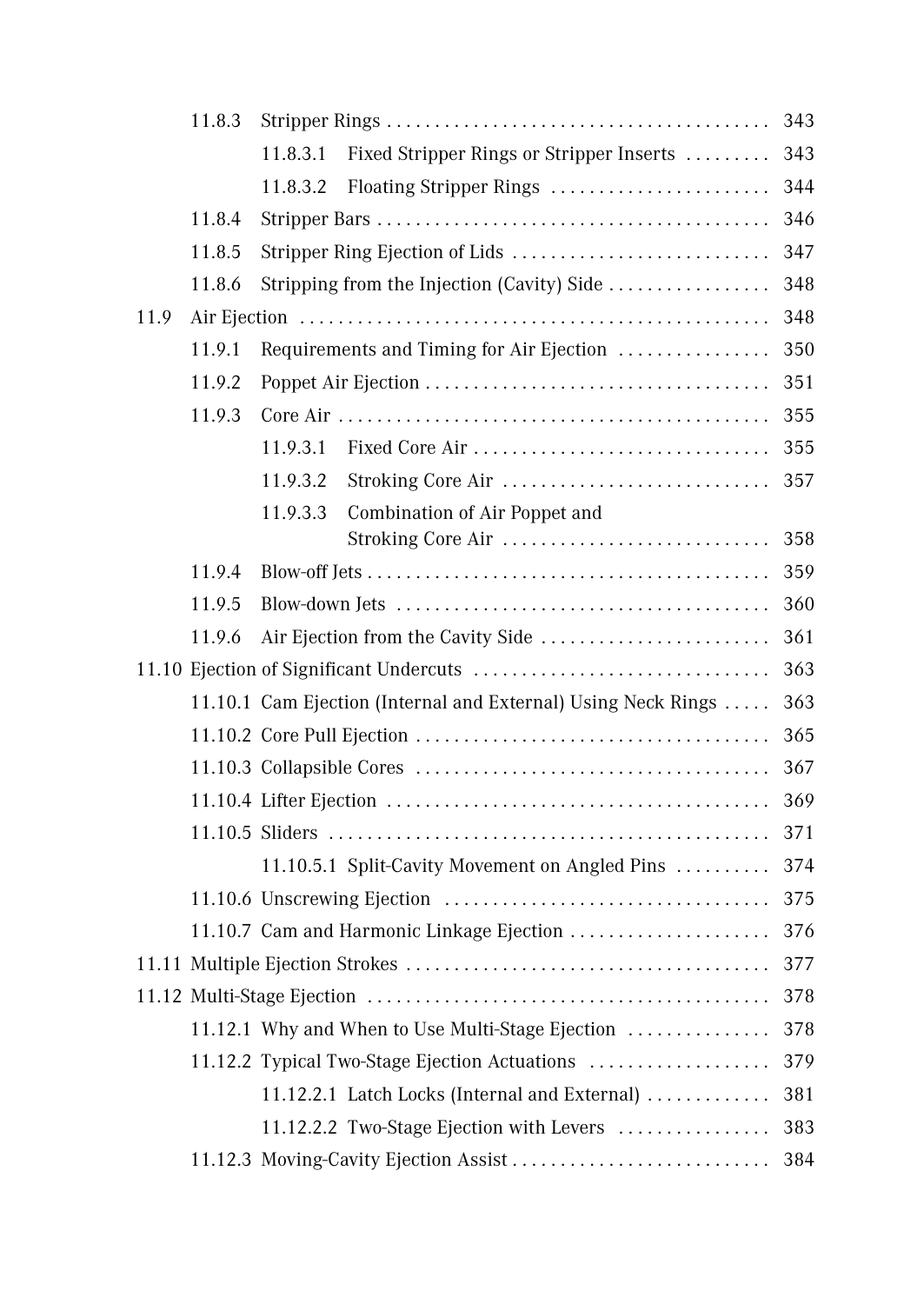11.8.3 Stripper Rings . . . . . . . . . . . . . . . . . . . . . . . . . . . . . . . . . . . . . . . . 343

11.8.3.1 Fixed Stripper Rings or Stripper Inserts . . . . . . . . . 343

11.8.3.2 Floating Stripper Rings . . . . . . . . . . . . . . . . . . . . . . . 344

11.8.4 Stripper Bars . . . . . . . . . . . . . . . . . . . . . . . . . . . . . . . . . . . . . . . . . 346

11.8.5 Stripper Ring Ejection of Lids . . . . . . . . . . . . . . . . . . . . . . . . . . . 347

11.8.6 Stripping from the Injection (Cavity) Side . . . . . . . . . . . . . . . . . 348

11.9 Air Ejection . . . . . . . . . . . . . . . . . . . . . . . . . . . . . . . . . . . . . . . . . . . . . . . . . 348

11.9.1 Requirements and Timing for Air Ejection . . . . . . . . . . . . . . . . 350

11.9.2 Poppet Air Ejection . . . . . . . . . . . . . . . . . . . . . . . . . . . . . . . . . . . . 351

11.9.3 Core Air . . . . . . . . . . . . . . . . . . . . . . . . . . . . . . . . . . . . . . . . . . . . . 355

11.9.3.1 Fixed Core Air . . . . . . . . . . . . . . . . . . . . . . . . . . . . . . . 355

11.9.3.2 Stroking Core Air . . . . . . . . . . . . . . . . . . . . . . . . . . . . 357

11.9.3.3 Combination of Air Poppet and Stroking Core Air . . . . . . . . . . . . . . . . . . . . . . . . . . . . 358

11.9.4 Blow-off Jets . . . . . . . . . . . . . . . . . . . . . . . . . . . . . . . . . . . . . . . . . . 359

11.9.5 Blow-down Jets . . . . . . . . . . . . . . . . . . . . . . . . . . . . . . . . . . . . . . . 360

11.9.6 Air Ejection from the Cavity Side . . . . . . . . . . . . . . . . . . . . . . . . 361

11.10 Ejection of Significant Undercuts . . . . . . . . . . . . . . . . . . . . . . . . . . . . . . . 363

11.10.1 Cam Ejection (Internal and External) Using Neck Rings . . . . . 363

11.10.2 Core Pull Ejection . . . . . . . . . . . . . . . . . . . . . . . . . . . . . . . . . . . . . 365

11.10.3 Collapsible Cores . . . . . . . . . . . . . . . . . . . . . . . . . . . . . . . . . . . . . 367

11.10.4 Lifter Ejection . . . . . . . . . . . . . . . . . . . . . . . . . . . . . . . . . . . . . . . . 369

11.10.5 Sliders . . . . . . . . . . . . . . . . . . . . . . . . . . . . . . . . . . . . . . . . . . . . . 371

11.10.5.1 Split-Cavity Movement on Angled Pins . . . . . . . . . . 374

11.10.6 Unscrewing Ejection . . . . . . . . . . . . . . . . . . . . . . . . . . . . . . . . . . 375

11.10.7 Cam and Harmonic Linkage Ejection . . . . . . . . . . . . . . . . . . . . . 376

11.11 Multiple Ejection Strokes . . . . . . . . . . . . . . . . . . . . . . . . . . . . . . . . . . . . . . 377

11.12 Multi-Stage Ejection . . . . . . . . . . . . . . . . . . . . . . . . . . . . . . . . . . . . . . . . . 378

11.12.1 Why and When to Use Multi-Stage Ejection . . . . . . . . . . . . . . . 378

11.12.2 Typical Two-Stage Ejection Actuations . . . . . . . . . . . . . . . . . . . 379

11.12.2.1 Latch Locks (Internal and External) . . . . . . . . . . . . . 381

11.12.2.2 Two-Stage Ejection with Levers . . . . . . . . . . . . . . . . 383

11.12.3 Moving-Cavity Ejection Assist . . . . . . . . . . . . . . . . . . . . . . . . . . . 384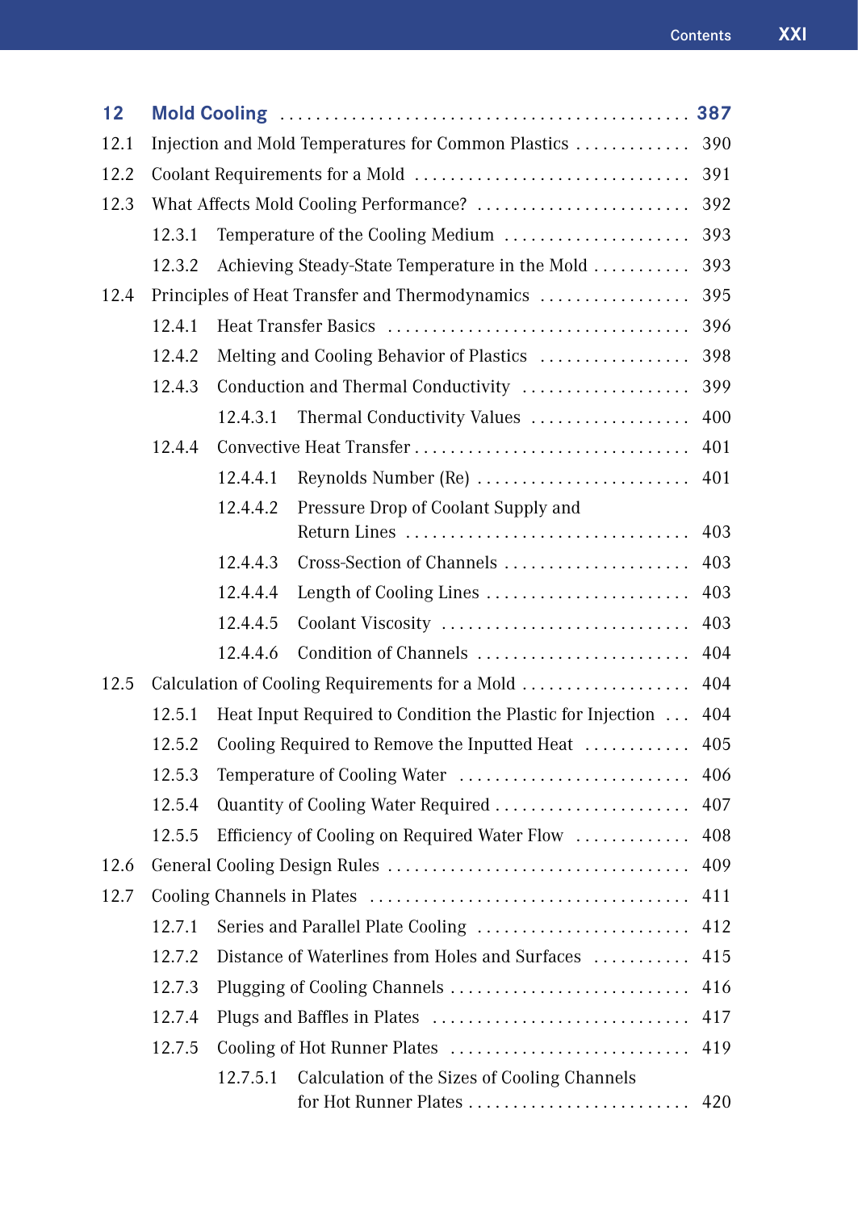**12 Mold Cooling** . . . . . . . . . . . . . . . . . . . . . . . . . . . . . . . . . . . . . . . . . . . . . . **387**

12.1 Injection and Mold Temperatures for Common Plastics . . . . . . . . . . . . . 390

12.2 Coolant Requirements for a Mold . . . . . . . . . . . . . . . . . . . . . . . . . . . . . . 391

12.3 What Affects Mold Cooling Performance? . . . . . . . . . . . . . . . . . . . . . . . . 392

12.3.1 Temperature of the Cooling Medium . . . . . . . . . . . . . . . . . . . . . 393

12.3.2 Achieving Steady-State Temperature in the Mold . . . . . . . . . . . 393

12.4 Principles of Heat Transfer and Thermodynamics . . . . . . . . . . . . . . . . . 395

12.4.1 Heat Transfer Basics . . . . . . . . . . . . . . . . . . . . . . . . . . . . . . . . . . 396

12.4.2 Melting and Cooling Behavior of Plastics . . . . . . . . . . . . . . . . . 398

12.4.3 Conduction and Thermal Conductivity . . . . . . . . . . . . . . . . . . . 399

12.4.3.1 Thermal Conductivity Values . . . . . . . . . . . . . . . . . . 400

12.4.4 Convective Heat Transfer . . . . . . . . . . . . . . . . . . . . . . . . . . . . . . . 401

12.4.4.1 Reynolds Number (Re) . . . . . . . . . . . . . . . . . . . . . . . . 401

12.4.4.2 Pressure Drop of Coolant Supply and Return Lines . . . . . . . . . . . . . . . . . . . . . . . . . . . . . . . . 403

12.4.4.3 Cross-Section of Channels . . . . . . . . . . . . . . . . . . . . . 403

12.4.4.4 Length of Cooling Lines . . . . . . . . . . . . . . . . . . . . . . . 403

12.4.4.5 Coolant Viscosity . . . . . . . . . . . . . . . . . . . . . . . . . . . . 403

12.4.4.6 Condition of Channels . . . . . . . . . . . . . . . . . . . . . . . . 404

12.5 Calculation of Cooling Requirements for a Mold . . . . . . . . . . . . . . . . . . . 404

12.5.1 Heat Input Required to Condition the Plastic for Injection . . . 404

12.5.2 Cooling Required to Remove the Inputted Heat . . . . . . . . . . . . 405

12.5.3 Temperature of Cooling Water . . . . . . . . . . . . . . . . . . . . . . . . . . 406

12.5.4 Quantity of Cooling Water Required . . . . . . . . . . . . . . . . . . . . . . 407

12.5.5 Efficiency of Cooling on Required Water Flow . . . . . . . . . . . . . 408

12.6 General Cooling Design Rules . . . . . . . . . . . . . . . . . . . . . . . . . . . . . . . . . 409

12.7 Cooling Channels in Plates . . . . . . . . . . . . . . . . . . . . . . . . . . . . . . . . . . . 411

12.7.1 Series and Parallel Plate Cooling . . . . . . . . . . . . . . . . . . . . . . . . 412

12.7.2 Distance of Waterlines from Holes and Surfaces . . . . . . . . . . . 415

12.7.3 Plugging of Cooling Channels . . . . . . . . . . . . . . . . . . . . . . . . . . . 416

12.7.4 Plugs and Baffles in Plates . . . . . . . . . . . . . . . . . . . . . . . . . . . . . 417

12.7.5 Cooling of Hot Runner Plates . . . . . . . . . . . . . . . . . . . . . . . . . . . 419

12.7.5.1 Calculation of the Sizes of Cooling Channels for Hot Runner Plates . . . . . . . . . . . . . . . . . . . . . . . . . 420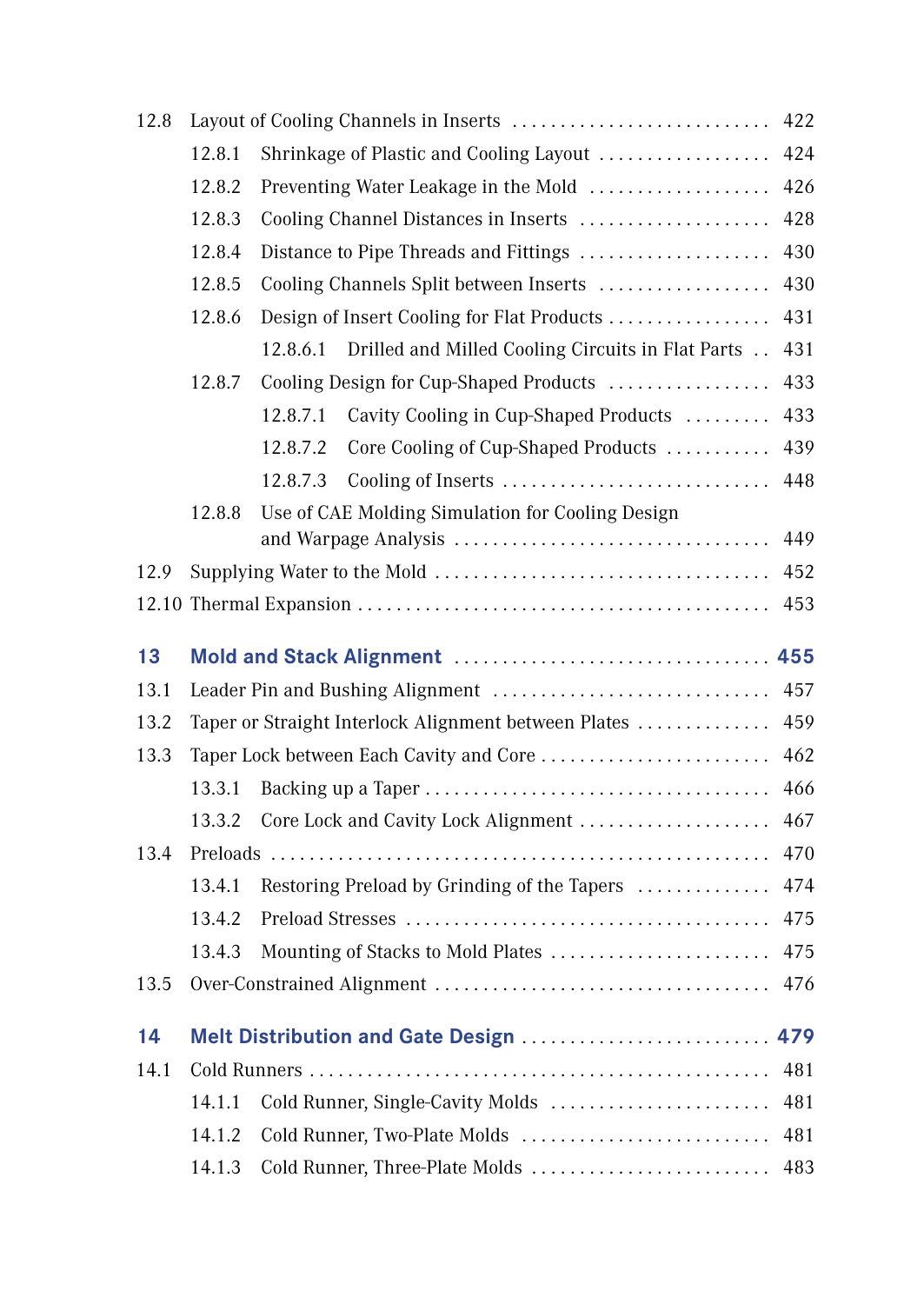12.8 Layout of Cooling Channels in Inserts . . . . . . . . . . . . . . . . . . . . . . . . . . . 422

  12.8.1 Shrinkage of Plastic and Cooling Layout . . . . . . . . . . . . . . . . . . 424

  12.8.2 Preventing Water Leakage in the Mold . . . . . . . . . . . . . . . . . . . 426

  12.8.3 Cooling Channel Distances in Inserts . . . . . . . . . . . . . . . . . . . . 428

  12.8.4 Distance to Pipe Threads and Fittings . . . . . . . . . . . . . . . . . . . . 430

  12.8.5 Cooling Channels Split between Inserts . . . . . . . . . . . . . . . . . . 430

  12.8.6 Design of Insert Cooling for Flat Products . . . . . . . . . . . . . . . . . 431

    12.8.6.1 Drilled and Milled Cooling Circuits in Flat Parts . . 431

  12.8.7 Cooling Design for Cup-Shaped Products . . . . . . . . . . . . . . . . . 433

    12.8.7.1 Cavity Cooling in Cup-Shaped Products . . . . . . . . . 433

    12.8.7.2 Core Cooling of Cup-Shaped Products . . . . . . . . . . . 439

    12.8.7.3 Cooling of Inserts . . . . . . . . . . . . . . . . . . . . . . . . . . . . 448

  12.8.8 Use of CAE Molding Simulation for Cooling Design and Warpage Analysis . . . . . . . . . . . . . . . . . . . . . . . . . . . . . . . . 449

12.9 Supplying Water to the Mold . . . . . . . . . . . . . . . . . . . . . . . . . . . . . . . . . . 452

12.10 Thermal Expansion . . . . . . . . . . . . . . . . . . . . . . . . . . . . . . . . . . . . . . . . . 453

## 13 Mold and Stack Alignment . . . . . . . . . . . . . . . . . . . . . . . . . . . . . . . . 455

13.1 Leader Pin and Bushing Alignment . . . . . . . . . . . . . . . . . . . . . . . . . . . . 457

13.2 Taper or Straight Interlock Alignment between Plates . . . . . . . . . . . . . . 459

13.3 Taper Lock between Each Cavity and Core . . . . . . . . . . . . . . . . . . . . . . . 462

  13.3.1 Backing up a Taper . . . . . . . . . . . . . . . . . . . . . . . . . . . . . . . . . . . 466

  13.3.2 Core Lock and Cavity Lock Alignment . . . . . . . . . . . . . . . . . . . . 467

13.4 Preloads . . . . . . . . . . . . . . . . . . . . . . . . . . . . . . . . . . . . . . . . . . . . . . . . . . 470

  13.4.1 Restoring Preload by Grinding of the Tapers . . . . . . . . . . . . . . 474

  13.4.2 Preload Stresses . . . . . . . . . . . . . . . . . . . . . . . . . . . . . . . . . . . . . 475

  13.4.3 Mounting of Stacks to Mold Plates . . . . . . . . . . . . . . . . . . . . . . . 475

13.5 Over-Constrained Alignment . . . . . . . . . . . . . . . . . . . . . . . . . . . . . . . . . . 476

## 14 Melt Distribution and Gate Design . . . . . . . . . . . . . . . . . . . . . . . . . 479

14.1 Cold Runners . . . . . . . . . . . . . . . . . . . . . . . . . . . . . . . . . . . . . . . . . . . . . . 481

  14.1.1 Cold Runner, Single-Cavity Molds . . . . . . . . . . . . . . . . . . . . . . . 481

  14.1.2 Cold Runner, Two-Plate Molds . . . . . . . . . . . . . . . . . . . . . . . . . . 481

  14.1.3 Cold Runner, Three-Plate Molds . . . . . . . . . . . . . . . . . . . . . . . . . 483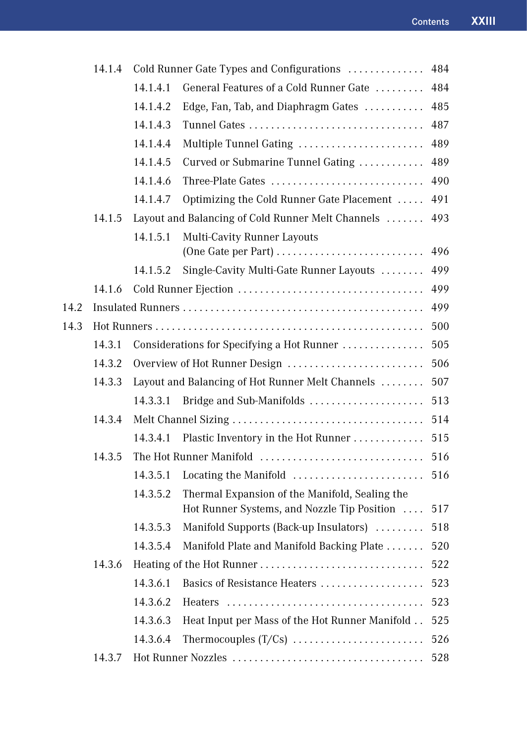14.1.4 Cold Runner Gate Types and Configurations . . . . . . . . . . . . . . 484

14.1.4.1 General Features of a Cold Runner Gate . . . . . . . . . 484

14.1.4.2 Edge, Fan, Tab, and Diaphragm Gates . . . . . . . . . . . 485

14.1.4.3 Tunnel Gates . . . . . . . . . . . . . . . . . . . . . . . . . . . . . . . . 487

14.1.4.4 Multiple Tunnel Gating . . . . . . . . . . . . . . . . . . . . . . . 489

14.1.4.5 Curved or Submarine Tunnel Gating . . . . . . . . . . . . 489

14.1.4.6 Three-Plate Gates . . . . . . . . . . . . . . . . . . . . . . . . . . . . 490

14.1.4.7 Optimizing the Cold Runner Gate Placement . . . . . 491

14.1.5 Layout and Balancing of Cold Runner Melt Channels . . . . . . . 493

14.1.5.1 Multi-Cavity Runner Layouts (One Gate per Part) . . . . . . . . . . . . . . . . . . . . . . . . . . . 496

14.1.5.2 Single-Cavity Multi-Gate Runner Layouts . . . . . . . . 499

14.1.6 Cold Runner Ejection . . . . . . . . . . . . . . . . . . . . . . . . . . . . . . . . . 499

14.2 Insulated Runners . . . . . . . . . . . . . . . . . . . . . . . . . . . . . . . . . . . . . . . . . . 499

14.3 Hot Runners . . . . . . . . . . . . . . . . . . . . . . . . . . . . . . . . . . . . . . . . . . . . . . . 500

14.3.1 Considerations for Specifying a Hot Runner . . . . . . . . . . . . . . . 505

14.3.2 Overview of Hot Runner Design . . . . . . . . . . . . . . . . . . . . . . . . . 506

14.3.3 Layout and Balancing of Hot Runner Melt Channels . . . . . . . . 507

14.3.3.1 Bridge and Sub-Manifolds . . . . . . . . . . . . . . . . . . . . . 513

14.3.4 Melt Channel Sizing . . . . . . . . . . . . . . . . . . . . . . . . . . . . . . . . . . 514

14.3.4.1 Plastic Inventory in the Hot Runner . . . . . . . . . . . . . 515

14.3.5 The Hot Runner Manifold . . . . . . . . . . . . . . . . . . . . . . . . . . . . . . 516

14.3.5.1 Locating the Manifold . . . . . . . . . . . . . . . . . . . . . . . . 516

14.3.5.2 Thermal Expansion of the Manifold, Sealing the Hot Runner Systems, and Nozzle Tip Position . . . . 517

14.3.5.3 Manifold Supports (Back-up Insulators) . . . . . . . . . 518

14.3.5.4 Manifold Plate and Manifold Backing Plate . . . . . . . 520

14.3.6 Heating of the Hot Runner . . . . . . . . . . . . . . . . . . . . . . . . . . . . . 522

14.3.6.1 Basics of Resistance Heaters . . . . . . . . . . . . . . . . . . . 523

14.3.6.2 Heaters . . . . . . . . . . . . . . . . . . . . . . . . . . . . . . . . . . . . 523

14.3.6.3 Heat Input per Mass of the Hot Runner Manifold . . 525

14.3.6.4 Thermocouples (T/Cs) . . . . . . . . . . . . . . . . . . . . . . . . 526

14.3.7 Hot Runner Nozzles . . . . . . . . . . . . . . . . . . . . . . . . . . . . . . . . . . 528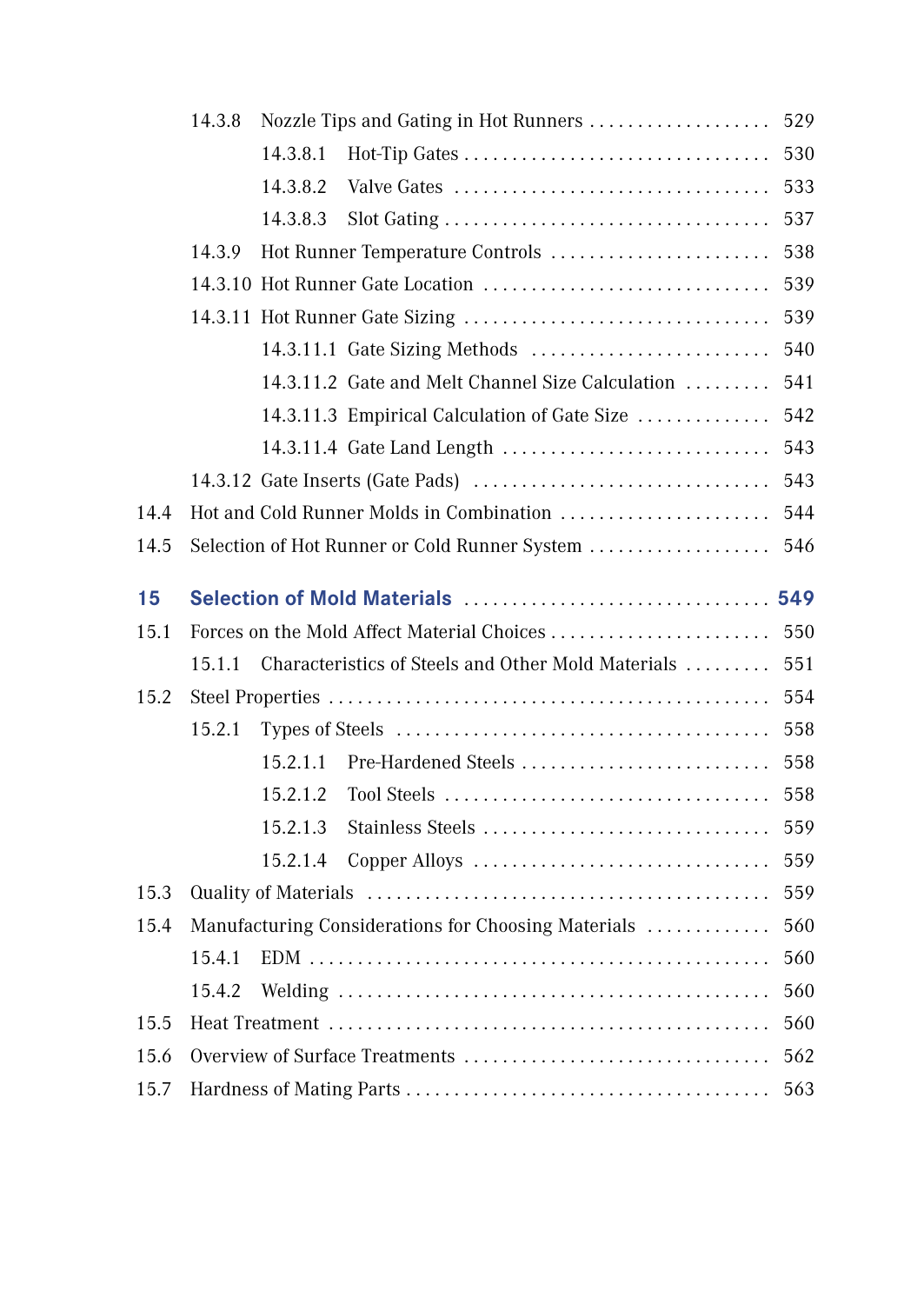14.3.8 Nozzle Tips and Gating in Hot Runners . . . . . . . . . . . . . . . . . . . 529

14.3.8.1 Hot-Tip Gates . . . . . . . . . . . . . . . . . . . . . . . . . . . . . . . . 530

14.3.8.2 Valve Gates . . . . . . . . . . . . . . . . . . . . . . . . . . . . . . . . 533

14.3.8.3 Slot Gating . . . . . . . . . . . . . . . . . . . . . . . . . . . . . . . . . . 537

14.3.9 Hot Runner Temperature Controls . . . . . . . . . . . . . . . . . . . . . . . 538

14.3.10 Hot Runner Gate Location . . . . . . . . . . . . . . . . . . . . . . . . . . . . . 539

14.3.11 Hot Runner Gate Sizing . . . . . . . . . . . . . . . . . . . . . . . . . . . . . . . 539

14.3.11.1 Gate Sizing Methods . . . . . . . . . . . . . . . . . . . . . . . . . 540

14.3.11.2 Gate and Melt Channel Size Calculation . . . . . . . . . 541

14.3.11.3 Empirical Calculation of Gate Size . . . . . . . . . . . . . . 542

14.3.11.4 Gate Land Length . . . . . . . . . . . . . . . . . . . . . . . . . . . . 543

14.3.12 Gate Inserts (Gate Pads) . . . . . . . . . . . . . . . . . . . . . . . . . . . . . . . 543

14.4 Hot and Cold Runner Molds in Combination . . . . . . . . . . . . . . . . . . . . . . 544

14.5 Selection of Hot Runner or Cold Runner System . . . . . . . . . . . . . . . . . . . 546

## 15 Selection of Mold Materials . . . . . . . . . . . . . . . . . . . . . . . . . . . . . . . 549

15.1 Forces on the Mold Affect Material Choices . . . . . . . . . . . . . . . . . . . . . . . 550

15.1.1 Characteristics of Steels and Other Mold Materials . . . . . . . . . 551

15.2 Steel Properties . . . . . . . . . . . . . . . . . . . . . . . . . . . . . . . . . . . . . . . . . . . . . 554

15.2.1 Types of Steels . . . . . . . . . . . . . . . . . . . . . . . . . . . . . . . . . . . . . . . 558

15.2.1.1 Pre-Hardened Steels . . . . . . . . . . . . . . . . . . . . . . . . . . 558

15.2.1.2 Tool Steels . . . . . . . . . . . . . . . . . . . . . . . . . . . . . . . . . . 558

15.2.1.3 Stainless Steels . . . . . . . . . . . . . . . . . . . . . . . . . . . . . . 559

15.2.1.4 Copper Alloys . . . . . . . . . . . . . . . . . . . . . . . . . . . . . . . 559

15.3 Quality of Materials . . . . . . . . . . . . . . . . . . . . . . . . . . . . . . . . . . . . . . . . . 559

15.4 Manufacturing Considerations for Choosing Materials . . . . . . . . . . . . . 560

15.4.1 EDM . . . . . . . . . . . . . . . . . . . . . . . . . . . . . . . . . . . . . . . . . . . . . . 560

15.4.2 Welding . . . . . . . . . . . . . . . . . . . . . . . . . . . . . . . . . . . . . . . . . . . . 560

15.5 Heat Treatment . . . . . . . . . . . . . . . . . . . . . . . . . . . . . . . . . . . . . . . . . . . . . 560

15.6 Overview of Surface Treatments . . . . . . . . . . . . . . . . . . . . . . . . . . . . . . . 562

15.7 Hardness of Mating Parts . . . . . . . . . . . . . . . . . . . . . . . . . . . . . . . . . . . . . 563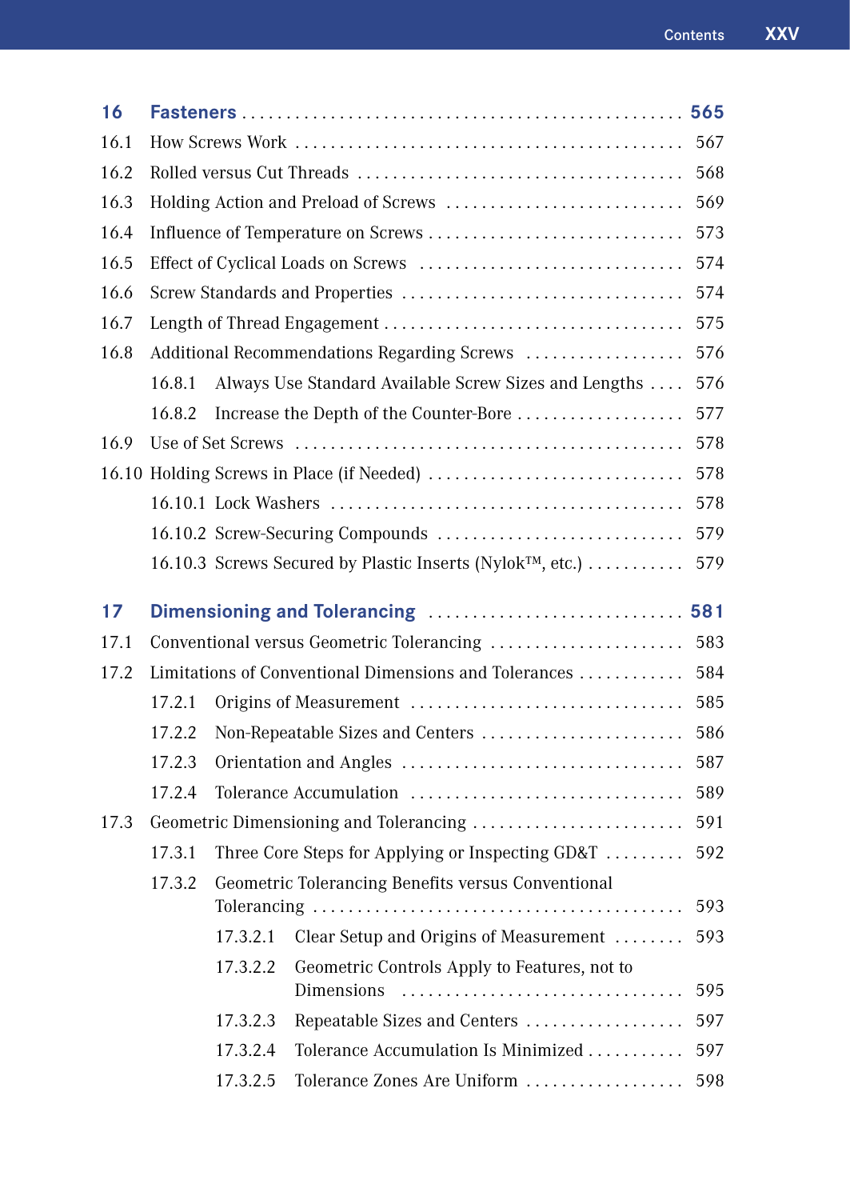**16 Fasteners** .......... **565**

16.1 How Screws Work .......... 567

16.2 Rolled versus Cut Threads .......... 568

16.3 Holding Action and Preload of Screws .......... 569

16.4 Influence of Temperature on Screws .......... 573

16.5 Effect of Cyclical Loads on Screws .......... 574

16.6 Screw Standards and Properties .......... 574

16.7 Length of Thread Engagement .......... 575

16.8 Additional Recommendations Regarding Screws .......... 576

- 16.8.1 Always Use Standard Available Screw Sizes and Lengths .......... 576
- 16.8.2 Increase the Depth of the Counter-Bore .......... 577

16.9 Use of Set Screws .......... 578

16.10 Holding Screws in Place (if Needed) .......... 578

- 16.10.1 Lock Washers .......... 578
- 16.10.2 Screw-Securing Compounds .......... 579
- 16.10.3 Screws Secured by Plastic Inserts (Nylok™, etc.) .......... 579

**17 Dimensioning and Tolerancing** .......... **581**

17.1 Conventional versus Geometric Tolerancing .......... 583

17.2 Limitations of Conventional Dimensions and Tolerances .......... 584

- 17.2.1 Origins of Measurement .......... 585
- 17.2.2 Non-Repeatable Sizes and Centers .......... 586
- 17.2.3 Orientation and Angles .......... 587
- 17.2.4 Tolerance Accumulation .......... 589

17.3 Geometric Dimensioning and Tolerancing .......... 591

- 17.3.1 Three Core Steps for Applying or Inspecting GD&T .......... 592
- 17.3.2 Geometric Tolerancing Benefits versus Conventional Tolerancing .......... 593
  - 17.3.2.1 Clear Setup and Origins of Measurement .......... 593
  - 17.3.2.2 Geometric Controls Apply to Features, not to Dimensions .......... 595
  - 17.3.2.3 Repeatable Sizes and Centers .......... 597
  - 17.3.2.4 Tolerance Accumulation Is Minimized .......... 597
  - 17.3.2.5 Tolerance Zones Are Uniform .......... 598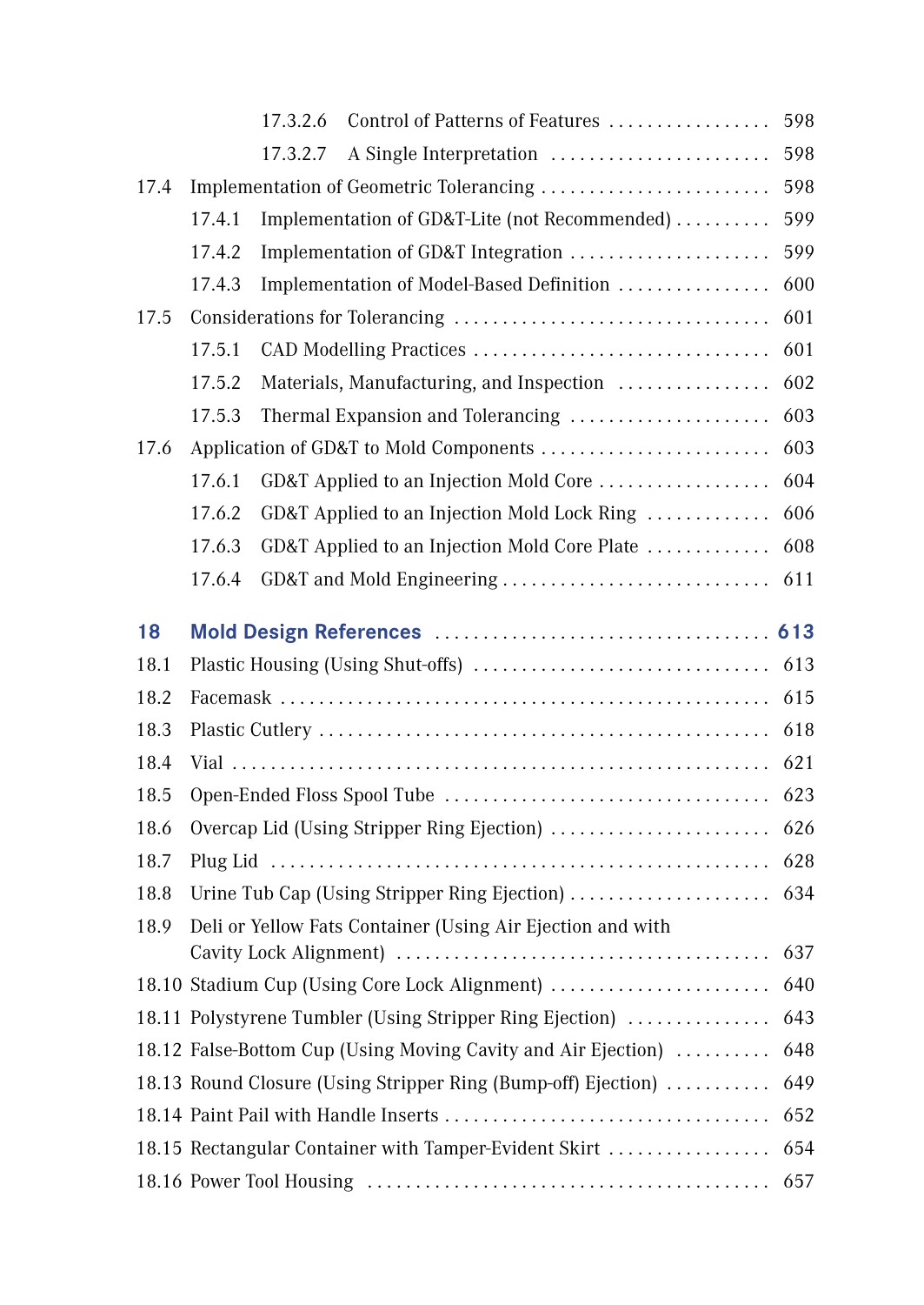17.3.2.6 Control of Patterns of Features . . . . . . . . . . . . . . . . . 598

17.3.2.7 A Single Interpretation . . . . . . . . . . . . . . . . . . . . . . . 598

17.4 Implementation of Geometric Tolerancing . . . . . . . . . . . . . . . . . . . . . . . . 598

17.4.1 Implementation of GD&T-Lite (not Recommended) . . . . . . . . . . 599

17.4.2 Implementation of GD&T Integration . . . . . . . . . . . . . . . . . . . . . 599

17.4.3 Implementation of Model-Based Definition . . . . . . . . . . . . . . . . 600

17.5 Considerations for Tolerancing . . . . . . . . . . . . . . . . . . . . . . . . . . . . . . . . 601

17.5.1 CAD Modelling Practices . . . . . . . . . . . . . . . . . . . . . . . . . . . . . . 601

17.5.2 Materials, Manufacturing, and Inspection . . . . . . . . . . . . . . . . 602

17.5.3 Thermal Expansion and Tolerancing . . . . . . . . . . . . . . . . . . . . . 603

17.6 Application of GD&T to Mold Components . . . . . . . . . . . . . . . . . . . . . . . . 603

17.6.1 GD&T Applied to an Injection Mold Core . . . . . . . . . . . . . . . . . . 604

17.6.2 GD&T Applied to an Injection Mold Lock Ring . . . . . . . . . . . . . 606

17.6.3 GD&T Applied to an Injection Mold Core Plate . . . . . . . . . . . . . 608

17.6.4 GD&T and Mold Engineering . . . . . . . . . . . . . . . . . . . . . . . . . . . . 611

## 18 Mold Design References . . . . . . . . . . . . . . . . . . . . . . . . . . . . . . . . . . . 613

18.1 Plastic Housing (Using Shut-offs) . . . . . . . . . . . . . . . . . . . . . . . . . . . . . . 613

18.2 Facemask . . . . . . . . . . . . . . . . . . . . . . . . . . . . . . . . . . . . . . . . . . . . . . . . . . 615

18.3 Plastic Cutlery . . . . . . . . . . . . . . . . . . . . . . . . . . . . . . . . . . . . . . . . . . . . . . 618

18.4 Vial . . . . . . . . . . . . . . . . . . . . . . . . . . . . . . . . . . . . . . . . . . . . . . . . . . . . . . . 621

18.5 Open-Ended Floss Spool Tube . . . . . . . . . . . . . . . . . . . . . . . . . . . . . . . . . 623

18.6 Overcap Lid (Using Stripper Ring Ejection) . . . . . . . . . . . . . . . . . . . . . . . 626

18.7 Plug Lid . . . . . . . . . . . . . . . . . . . . . . . . . . . . . . . . . . . . . . . . . . . . . . . . . . . 628

18.8 Urine Tub Cap (Using Stripper Ring Ejection) . . . . . . . . . . . . . . . . . . . . 634

18.9 Deli or Yellow Fats Container (Using Air Ejection and with Cavity Lock Alignment) . . . . . . . . . . . . . . . . . . . . . . . . . . . . . . . . . . . . . . 637

18.10 Stadium Cup (Using Core Lock Alignment) . . . . . . . . . . . . . . . . . . . . . . . 640

18.11 Polystyrene Tumbler (Using Stripper Ring Ejection) . . . . . . . . . . . . . . . 643

18.12 False-Bottom Cup (Using Moving Cavity and Air Ejection) . . . . . . . . . . 648

18.13 Round Closure (Using Stripper Ring (Bump-off) Ejection) . . . . . . . . . . . 649

18.14 Paint Pail with Handle Inserts . . . . . . . . . . . . . . . . . . . . . . . . . . . . . . . . . 652

18.15 Rectangular Container with Tamper-Evident Skirt . . . . . . . . . . . . . . . . . 654

18.16 Power Tool Housing . . . . . . . . . . . . . . . . . . . . . . . . . . . . . . . . . . . . . . . . . 657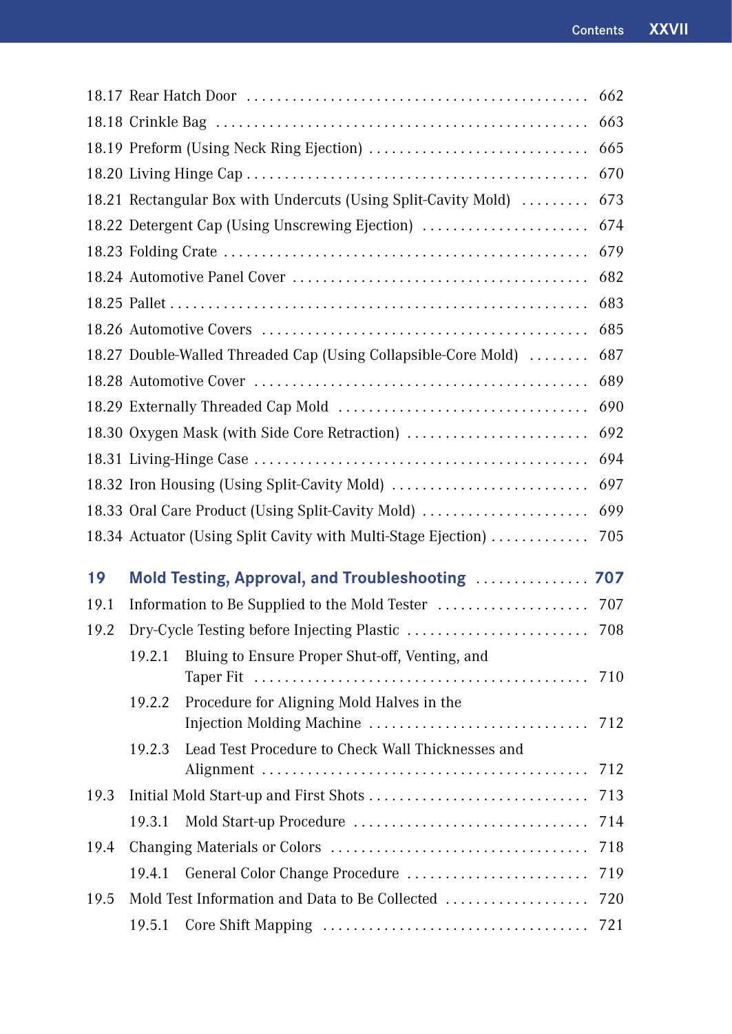18.17 Rear Hatch Door . . . . . . . . . . . . . . . . . . . . . . . . . . . . . . . . . . . . . . . . . . . . . 662
18.18 Crinkle Bag . . . . . . . . . . . . . . . . . . . . . . . . . . . . . . . . . . . . . . . . . . . . . . . . 663
18.19 Preform (Using Neck Ring Ejection) . . . . . . . . . . . . . . . . . . . . . . . . . . . . . 665
18.20 Living Hinge Cap . . . . . . . . . . . . . . . . . . . . . . . . . . . . . . . . . . . . . . . . . . . . 670
18.21 Rectangular Box with Undercuts (Using Split-Cavity Mold) . . . . . . . . . 673
18.22 Detergent Cap (Using Unscrewing Ejection) . . . . . . . . . . . . . . . . . . . . . . 674
18.23 Folding Crate . . . . . . . . . . . . . . . . . . . . . . . . . . . . . . . . . . . . . . . . . . . . . . . 679
18.24 Automotive Panel Cover . . . . . . . . . . . . . . . . . . . . . . . . . . . . . . . . . . . . . . 682
18.25 Pallet . . . . . . . . . . . . . . . . . . . . . . . . . . . . . . . . . . . . . . . . . . . . . . . . . . . . . 683
18.26 Automotive Covers . . . . . . . . . . . . . . . . . . . . . . . . . . . . . . . . . . . . . . . . . . 685
18.27 Double-Walled Threaded Cap (Using Collapsible-Core Mold) . . . . . . . . 687
18.28 Automotive Cover . . . . . . . . . . . . . . . . . . . . . . . . . . . . . . . . . . . . . . . . . . . 689
18.29 Externally Threaded Cap Mold . . . . . . . . . . . . . . . . . . . . . . . . . . . . . . . . . 690
18.30 Oxygen Mask (with Side Core Retraction) . . . . . . . . . . . . . . . . . . . . . . . . 692
18.31 Living-Hinge Case . . . . . . . . . . . . . . . . . . . . . . . . . . . . . . . . . . . . . . . . . . . 694
18.32 Iron Housing (Using Split-Cavity Mold) . . . . . . . . . . . . . . . . . . . . . . . . . . 697
18.33 Oral Care Product (Using Split-Cavity Mold) . . . . . . . . . . . . . . . . . . . . . . 699
18.34 Actuator (Using Split Cavity with Multi-Stage Ejection) . . . . . . . . . . . . . 705

**19 Mold Testing, Approval, and Troubleshooting . . . . . . . . . . . . . . . 707**

19.1 Information to Be Supplied to the Mold Tester . . . . . . . . . . . . . . . . . . . . 707
19.2 Dry-Cycle Testing before Injecting Plastic . . . . . . . . . . . . . . . . . . . . . . . . 708
- 19.2.1 Bluing to Ensure Proper Shut-off, Venting, and Taper Fit . . . . . . . . . . . . . . . . . . . . . . . . . . . . . . . . . . . . . . . . . . . 710
- 19.2.2 Procedure for Aligning Mold Halves in the Injection Molding Machine . . . . . . . . . . . . . . . . . . . . . . . . . . . . . 712
- 19.2.3 Lead Test Procedure to Check Wall Thicknesses and Alignment . . . . . . . . . . . . . . . . . . . . . . . . . . . . . . . . . . . . . . . . . . 712

19.3 Initial Mold Start-up and First Shots . . . . . . . . . . . . . . . . . . . . . . . . . . . . 713
- 19.3.1 Mold Start-up Procedure . . . . . . . . . . . . . . . . . . . . . . . . . . . . . . . 714

19.4 Changing Materials or Colors . . . . . . . . . . . . . . . . . . . . . . . . . . . . . . . . . . 718
- 19.4.1 General Color Change Procedure . . . . . . . . . . . . . . . . . . . . . . . . 719

19.5 Mold Test Information and Data to Be Collected . . . . . . . . . . . . . . . . . . 720
- 19.5.1 Core Shift Mapping . . . . . . . . . . . . . . . . . . . . . . . . . . . . . . . . . . 721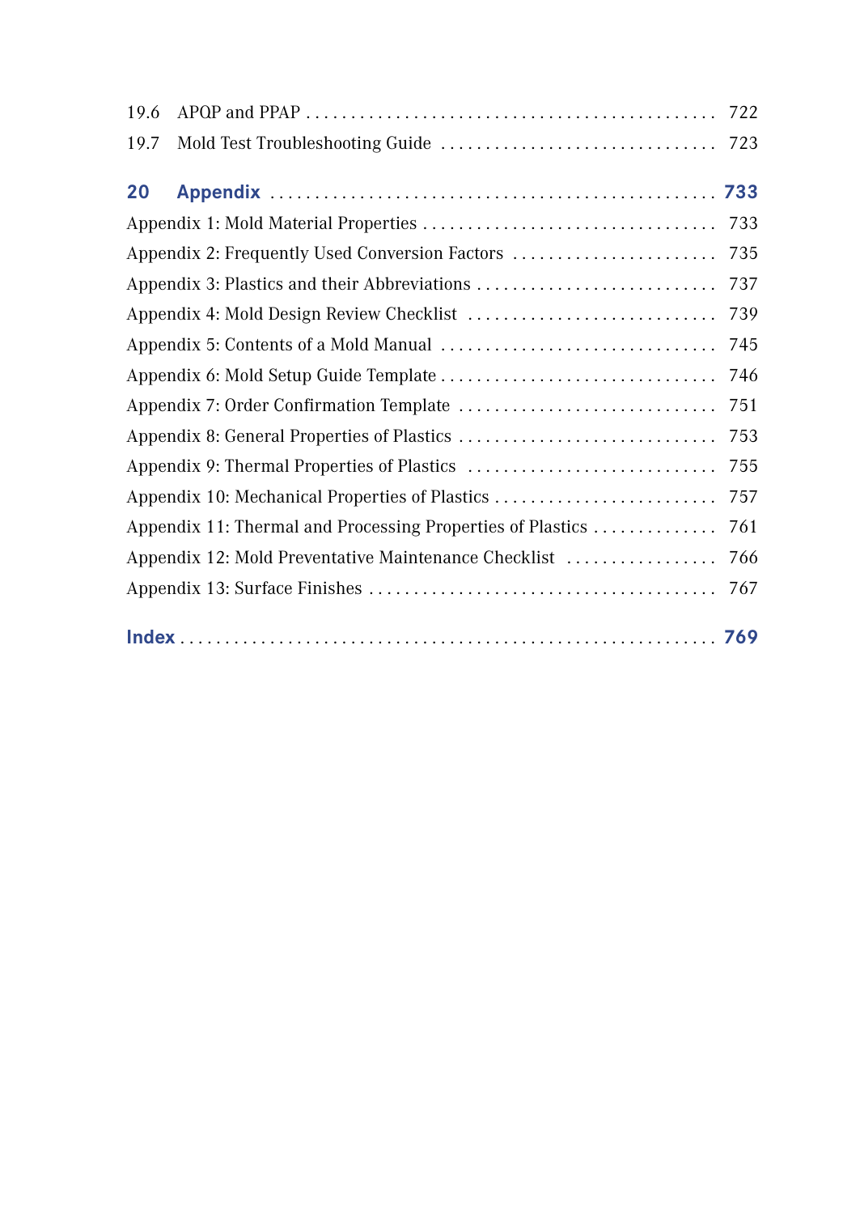19.6 APQP and PPAP . . . . . . . . . . . . . . . . . . . . . . . . . . . . . . . . . . . . . . . . . . . . . . 722

19.7 Mold Test Troubleshooting Guide . . . . . . . . . . . . . . . . . . . . . . . . . . . . . . . 723

**20 Appendix . . . . . . . . . . . . . . . . . . . . . . . . . . . . . . . . . . . . . . . . . . . . . . . . . . 733**

Appendix 1: Mold Material Properties . . . . . . . . . . . . . . . . . . . . . . . . . . . . . . . . . 733

Appendix 2: Frequently Used Conversion Factors . . . . . . . . . . . . . . . . . . . . . . . 735

Appendix 3: Plastics and their Abbreviations . . . . . . . . . . . . . . . . . . . . . . . . . . . 737

Appendix 4: Mold Design Review Checklist . . . . . . . . . . . . . . . . . . . . . . . . . . . . 739

Appendix 5: Contents of a Mold Manual . . . . . . . . . . . . . . . . . . . . . . . . . . . . . . . 745

Appendix 6: Mold Setup Guide Template . . . . . . . . . . . . . . . . . . . . . . . . . . . . . . . 746

Appendix 7: Order Confirmation Template . . . . . . . . . . . . . . . . . . . . . . . . . . . . . 751

Appendix 8: General Properties of Plastics . . . . . . . . . . . . . . . . . . . . . . . . . . . . . 753

Appendix 9: Thermal Properties of Plastics . . . . . . . . . . . . . . . . . . . . . . . . . . . . 755

Appendix 10: Mechanical Properties of Plastics . . . . . . . . . . . . . . . . . . . . . . . . . 757

Appendix 11: Thermal and Processing Properties of Plastics . . . . . . . . . . . . . . 761

Appendix 12: Mold Preventative Maintenance Checklist . . . . . . . . . . . . . . . . . 766

Appendix 13: Surface Finishes . . . . . . . . . . . . . . . . . . . . . . . . . . . . . . . . . . . . . . . 767

**Index . . . . . . . . . . . . . . . . . . . . . . . . . . . . . . . . . . . . . . . . . . . . . . . . . . . . . . . . . 769**